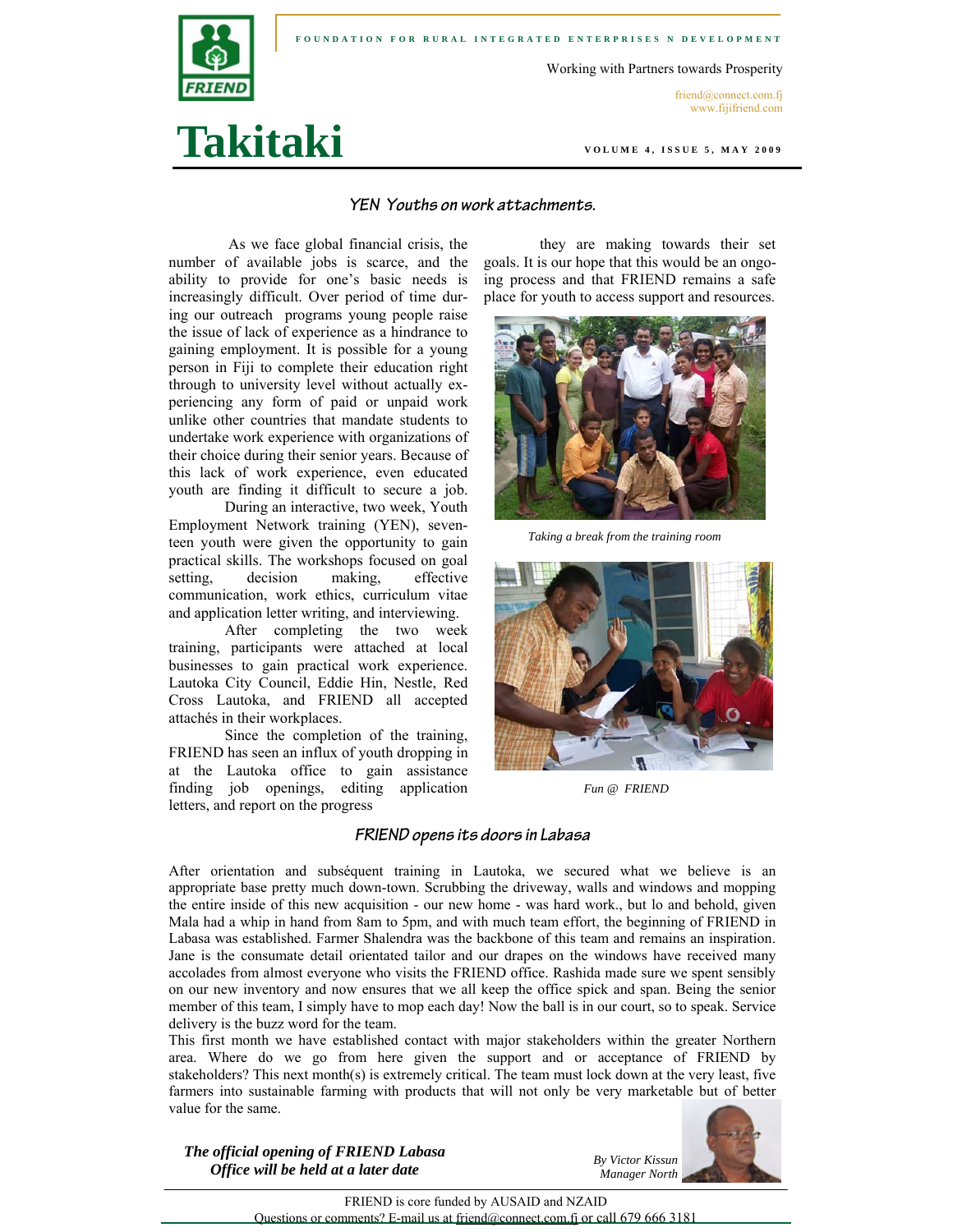FOUNDATION FOR RURAL INTEGRATED ENTERPRISES N DEVELOPMENT

Working with Partners towards Prosperity

friend@connect.com.fj
www.fijifriend.com

# Takitaki

VOLUME 4, ISSUE 5, MAY 2009

## YEN Youths on work attachments.

As we face global financial crisis, the number of available jobs is scarce, and the ability to provide for one's basic needs is increasingly difficult. Over period of time during our outreach programs young people raise the issue of lack of experience as a hindrance to gaining employment. It is possible for a young person in Fiji to complete their education right through to university level without actually experiencing any form of paid or unpaid work unlike other countries that mandate students to undertake work experience with organizations of their choice during their senior years. Because of this lack of work experience, even educated youth are finding it difficult to secure a job.

During an interactive, two week, Youth Employment Network training (YEN), seventeen youth were given the opportunity to gain practical skills. The workshops focused on goal setting, decision making, effective communication, work ethics, curriculum vitae and application letter writing, and interviewing.

After completing the two week training, participants were attached at local businesses to gain practical work experience. Lautoka City Council, Eddie Hin, Nestle, Red Cross Lautoka, and FRIEND all accepted attachés in their workplaces.

Since the completion of the training, FRIEND has seen an influx of youth dropping in at the Lautoka office to gain assistance finding job openings, editing application letters, and report on the progress they are making towards their set goals. It is our hope that this would be an ongoing process and that FRIEND remains a safe place for youth to access support and resources.

*Taking a break from the training room*

*Fun @ FRIEND*

## FRIEND opens its doors in Labasa

After orientation and subséquent training in Lautoka, we secured what we believe is an appropriate base pretty much down-town. Scrubbing the driveway, walls and windows and mopping the entire inside of this new acquisition - our new home - was hard work., but lo and behold, given Mala had a whip in hand from 8am to 5pm, and with much team effort, the beginning of FRIEND in Labasa was established. Farmer Shalendra was the backbone of this team and remains an inspiration. Jane is the consumate detail orientated tailor and our drapes on the windows have received many accolades from almost everyone who visits the FRIEND office. Rashida made sure we spent sensibly on our new inventory and now ensures that we all keep the office spick and span. Being the senior member of this team, I simply have to mop each day! Now the ball is in our court, so to speak. Service delivery is the buzz word for the team.

This first month we have established contact with major stakeholders within the greater Northern area. Where do we go from here given the support and or acceptance of FRIEND by stakeholders? This next month(s) is extremely critical. The team must lock down at the very least, five farmers into sustainable farming with products that will not only be very marketable but of better value for the same.

***The official opening of FRIEND Labasa Office will be held at a later date***

*By Victor Kissun*
*Manager North*

FRIEND is core funded by AUSAID and NZAID
Questions or comments? E-mail us at friend@connect.com.fj or call 679 666 3181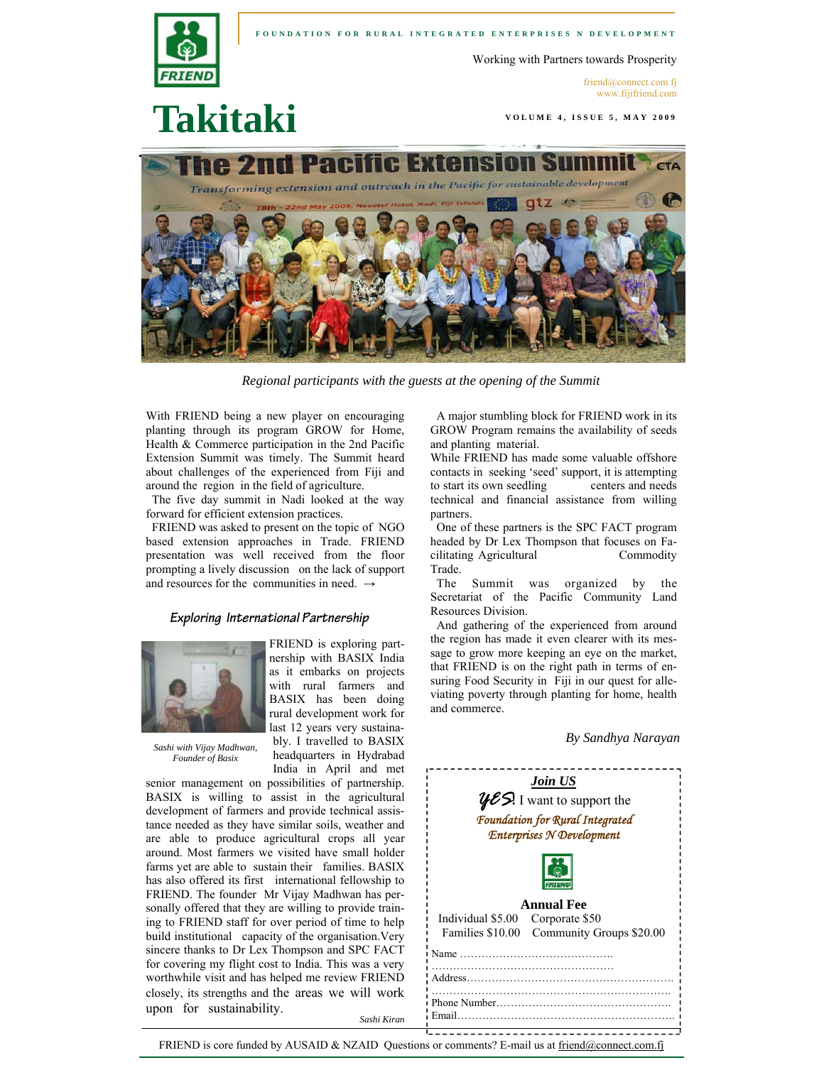FOUNDATION FOR RURAL INTEGRATED ENTERPRISES N DEVELOPMENT

Working with Partners towards Prosperity

friend@connect.com.fj
www.fijifriend.com

# Takitaki

VOLUME 4, ISSUE 5, MAY 2009

*Regional participants with the guests at the opening of the Summit*

With FRIEND being a new player on encouraging planting through its program GROW for Home, Health & Commerce participation in the 2nd Pacific Extension Summit was timely. The Summit heard about challenges of the experienced from Fiji and around the region in the field of agriculture.

The five day summit in Nadi looked at the way forward for efficient extension practices.

FRIEND was asked to present on the topic of NGO based extension approaches in Trade. FRIEND presentation was well received from the floor prompting a lively discussion on the lack of support and resources for the communities in need. →

A major stumbling block for FRIEND work in its GROW Program remains the availability of seeds and planting material.

While FRIEND has made some valuable offshore contacts in seeking 'seed' support, it is attempting to start its own seedling centers and needs technical and financial assistance from willing partners.

One of these partners is the SPC FACT program headed by Dr Lex Thompson that focuses on Facilitating Agricultural Commodity Trade.

The Summit was organized by the Secretariat of the Pacific Community Land Resources Division.

And gathering of the experienced from around the region has made it even clearer with its message to grow more keeping an eye on the market, that FRIEND is on the right path in terms of ensuring Food Security in Fiji in our quest for alleviating poverty through planting for home, health and commerce.

*By Sandhya Narayan*

## Exploring International Partnership

*Sashi with Vijay Madhwan, Founder of Basix*

FRIEND is exploring partnership with BASIX India as it embarks on projects with rural farmers and BASIX has been doing rural development work for last 12 years very sustainably. I travelled to BASIX headquarters in Hydrabad India in April and met senior management on possibilities of partnership. BASIX is willing to assist in the agricultural development of farmers and provide technical assistance needed as they have similar soils, weather and are able to produce agricultural crops all year around. Most farmers we visited have small holder farms yet are able to sustain their families. BASIX has also offered its first international fellowship to FRIEND. The founder Mr Vijay Madhwan has personally offered that they are willing to provide training to FRIEND staff for over period of time to help build institutional capacity of the organisation. Very sincere thanks to Dr Lex Thompson and SPC FACT for covering my flight cost to India. This was a very worthwhile visit and has helped me review FRIEND closely, its strengths and the areas we will work upon for sustainability.

*Sashi Kiran*

**Join US**

*YES*! I want to support the *Foundation for Rural Integrated Enterprises N Development*

**Annual Fee**

Individual $5.00 Corporate $50
Families $10.00 Community Groups $20.00

Name ……………………………………
……………………………………………
Address………………………………………………
……………………………………………………
Phone Number…………………………………………
Email……………………………………………………

FRIEND is core funded by AUSAID & NZAID Questions or comments? E-mail us at friend@connect.com.fj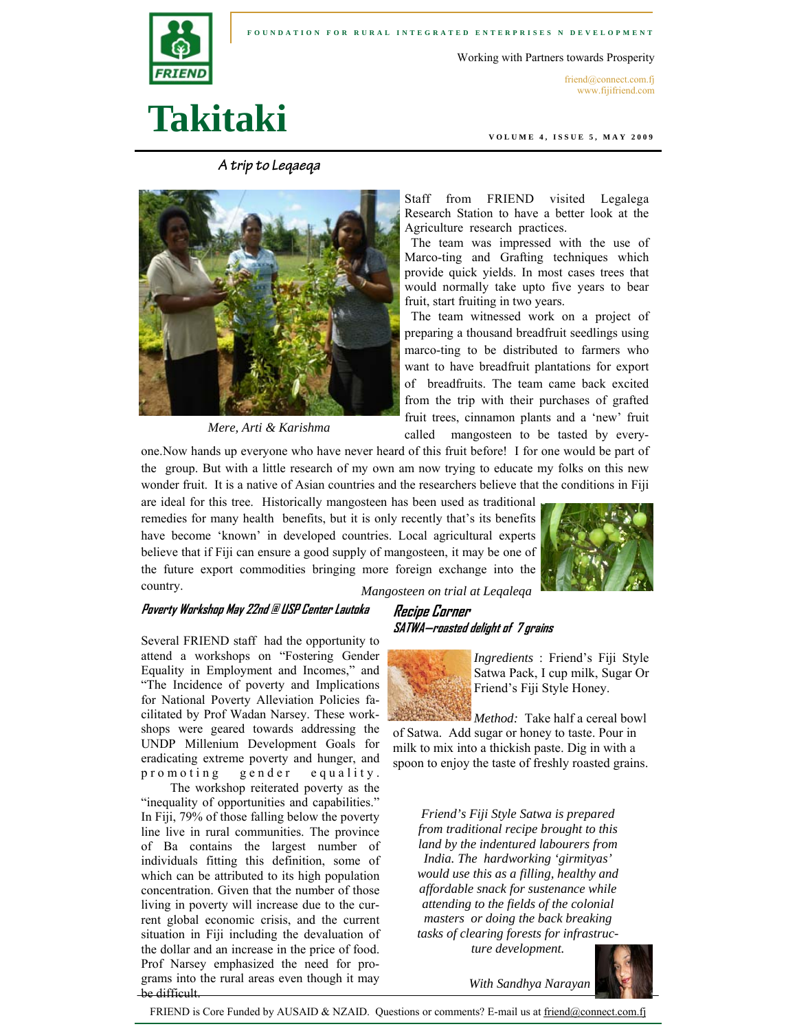FOUNDATION FOR RURAL INTEGRATED ENTERPRISES N DEVELOPMENT

Working with Partners towards Prosperity

friend@connect.com.fj
www.fijifriend.com

# Takitaki

VOLUME 4, ISSUE 5, MAY 2009

## A trip to Leqaeqa

Mere, Arti & Karishma

Staff from FRIEND visited Legalega Research Station to have a better look at the Agriculture research practices.

The team was impressed with the use of Marco-ting and Grafting techniques which provide quick yields. In most cases trees that would normally take upto five years to bear fruit, start fruiting in two years.

The team witnessed work on a project of preparing a thousand breadfruit seedlings using marco-ting to be distributed to farmers who want to have breadfruit plantations for export of breadfruits. The team came back excited from the trip with their purchases of grafted fruit trees, cinnamon plants and a 'new' fruit called mangosteen to be tasted by everyone.Now hands up everyone who have never heard of this fruit before! I for one would be part of the group. But with a little research of my own am now trying to educate my folks on this new wonder fruit. It is a native of Asian countries and the researchers believe that the conditions in Fiji are ideal for this tree. Historically mangosteen has been used as traditional remedies for many health benefits, but it is only recently that's its benefits have become 'known' in developed countries. Local agricultural experts believe that if Fiji can ensure a good supply of mangosteen, it may be one of the future export commodities bringing more foreign exchange into the country.

Mangosteen on trial at Leqaleqa

### Poverty Workshop May 22nd @ USP Center Lautoka

Several FRIEND staff had the opportunity to attend a workshops on "Fostering Gender Equality in Employment and Incomes," and "The Incidence of poverty and Implications for National Poverty Alleviation Policies facilitated by Prof Wadan Narsey. These workshops were geared towards addressing the UNDP Millenium Development Goals for eradicating extreme poverty and hunger, and promoting gender equality.

The workshop reiterated poverty as the "inequality of opportunities and capabilities." In Fiji, 79% of those falling below the poverty line live in rural communities. The province of Ba contains the largest number of individuals fitting this definition, some of which can be attributed to its high population concentration. Given that the number of those living in poverty will increase due to the current global economic crisis, and the current situation in Fiji including the devaluation of the dollar and an increase in the price of food. Prof Narsey emphasized the need for programs into the rural areas even though it may be difficult.

### Recipe Corner

#### SATWA—roasted delight of 7 grains

*Ingredients* : Friend's Fiji Style Satwa Pack, I cup milk, Sugar Or Friend's Fiji Style Honey.

*Method:* Take half a cereal bowl of Satwa. Add sugar or honey to taste. Pour in milk to mix into a thickish paste. Dig in with a spoon to enjoy the taste of freshly roasted grains.

*Friend's Fiji Style Satwa is prepared from traditional recipe brought to this land by the indentured labourers from India. The hardworking 'girmityas' would use this as a filling, healthy and affordable snack for sustenance while attending to the fields of the colonial masters or doing the back breaking tasks of clearing forests for infrastructure development.*

*With Sandhya Narayan*

FRIEND is Core Funded by AUSAID & NZAID. Questions or comments? E-mail us at friend@connect.com.fj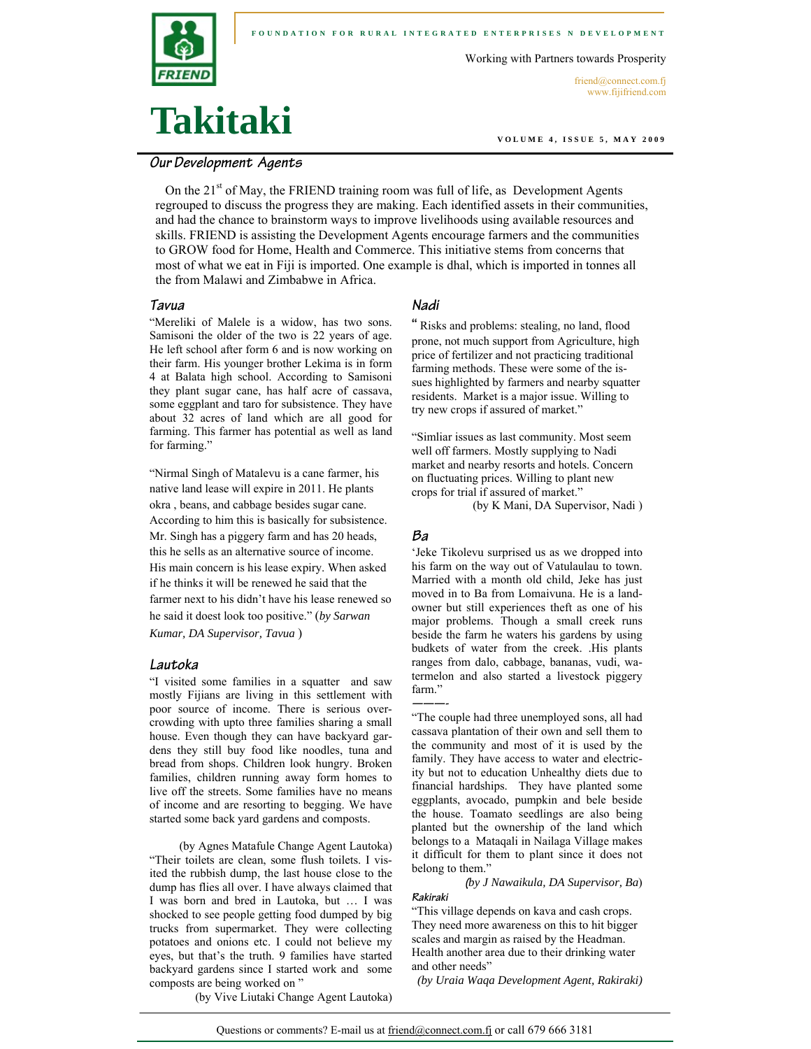FOUNDATION FOR RURAL INTEGRATED ENTERPRISES N DEVELOPMENT

Working with Partners towards Prosperity

friend@connect.com.fj
www.fijifriend.com

# Takitaki

VOLUME 4, ISSUE 5, MAY 2009

## Our Development Agents

On the 21st of May, the FRIEND training room was full of life, as Development Agents regrouped to discuss the progress they are making. Each identified assets in their communities, and had the chance to brainstorm ways to improve livelihoods using available resources and skills. FRIEND is assisting the Development Agents encourage farmers and the communities to GROW food for Home, Health and Commerce. This initiative stems from concerns that most of what we eat in Fiji is imported. One example is dhal, which is imported in tonnes all the from Malawi and Zimbabwe in Africa.

### Tavua

"Mereliki of Malele is a widow, has two sons. Samisoni the older of the two is 22 years of age. He left school after form 6 and is now working on their farm. His younger brother Lekima is in form 4 at Balata high school. According to Samisoni they plant sugar cane, has half acre of cassava, some eggplant and taro for subsistence. They have about 32 acres of land which are all good for farming. This farmer has potential as well as land for farming."

"Nirmal Singh of Matalevu is a cane farmer, his native land lease will expire in 2011. He plants okra , beans, and cabbage besides sugar cane. According to him this is basically for subsistence. Mr. Singh has a piggery farm and has 20 heads, this he sells as an alternative source of income. His main concern is his lease expiry. When asked if he thinks it will be renewed he said that the farmer next to his didn't have his lease renewed so he said it doest look too positive." (*by Sarwan Kumar, DA Supervisor, Tavua* )

### Lautoka

"I visited some families in a squatter and saw mostly Fijians are living in this settlement with poor source of income. There is serious overcrowding with upto three families sharing a small house. Even though they can have backyard gardens they still buy food like noodles, tuna and bread from shops. Children look hungry. Broken families, children running away form homes to live off the streets. Some families have no means of income and are resorting to begging. We have started some back yard gardens and composts.

(by Agnes Matafule Change Agent Lautoka)

"Their toilets are clean, some flush toilets. I visited the rubbish dump, the last house close to the dump has flies all over. I have always claimed that I was born and bred in Lautoka, but … I was shocked to see people getting food dumped by big trucks from supermarket. They were collecting potatoes and onions etc. I could not believe my eyes, but that's the truth. 9 families have started backyard gardens since I started work and some composts are being worked on "

(by Vive Liutaki Change Agent Lautoka)

### Nadi

" Risks and problems: stealing, no land, flood prone, not much support from Agriculture, high price of fertilizer and not practicing traditional farming methods. These were some of the issues highlighted by farmers and nearby squatter residents. Market is a major issue. Willing to try new crops if assured of market."

"Simliar issues as last community. Most seem well off farmers. Mostly supplying to Nadi market and nearby resorts and hotels. Concern on fluctuating prices. Willing to plant new crops for trial if assured of market."

(by K Mani, DA Supervisor, Nadi )

### Ba

'Jeke Tikolevu surprised us as we dropped into his farm on the way out of Vatulaulau to town. Married with a month old child, Jeke has just moved in to Ba from Lomaivuna. He is a landowner but still experiences theft as one of his major problems. Though a small creek runs beside the farm he waters his gardens by using budkets of water from the creek. .His plants ranges from dalo, cabbage, bananas, vudi, watermelon and also started a livestock piggery farm."

———-

"The couple had three unemployed sons, all had cassava plantation of their own and sell them to the community and most of it is used by the family. They have access to water and electricity but not to education Unhealthy diets due to financial hardships. They have planted some eggplants, avocado, pumpkin and bele beside the house. Toamato seedlings are also being planted but the ownership of the land which belongs to a Mataqali in Nailaga Village makes it difficult for them to plant since it does not belong to them."

(*by J Nawaikula, DA Supervisor, Ba*)

### Rakiraki

"This village depends on kava and cash crops. They need more awareness on this to hit bigger scales and margin as raised by the Headman. Health another area due to their drinking water and other needs"

(*by Uraia Waqa Development Agent, Rakiraki)*

Questions or comments? E-mail us at friend@connect.com.fj or call 679 666 3181